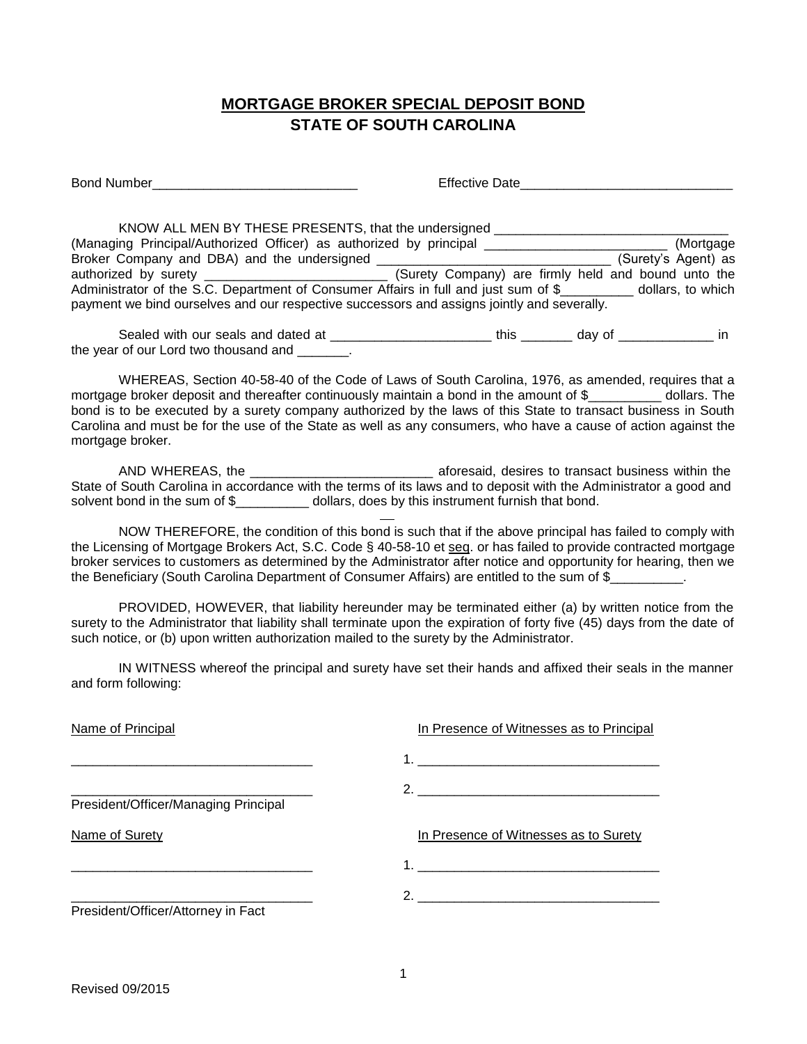# MORTGAGE BROKER SPECIAL DEPOSIT BOND

## STATE OF SOUTH CAROLINA

Bond Number____________________________ Effective Date_____________________________

KNOW ALL MEN BY THESE PRESENTS, that the undersigned ________________________________ (Managing Principal/Authorized Officer) as authorized by principal ________________________ (Mortgage Broker Company and DBA) and the undersigned ________________________________ (Surety's Agent) as authorized by surety ________________________ (Surety Company) are firmly held and bound unto the Administrator of the S.C. Department of Consumer Affairs in full and just sum of $__________ dollars, to which payment we bind ourselves and our respective successors and assigns jointly and severally.

Sealed with our seals and dated at _____________________ this _______ day of _____________ in the year of our Lord two thousand and _______.

WHEREAS, Section 40-58-40 of the Code of Laws of South Carolina, 1976, as amended, requires that a mortgage broker deposit and thereafter continuously maintain a bond in the amount of $__________ dollars. The bond is to be executed by a surety company authorized by the laws of this State to transact business in South Carolina and must be for the use of the State as well as any consumers, who have a cause of action against the mortgage broker.

AND WHEREAS, the _________________________ aforesaid, desires to transact business within the State of South Carolina in accordance with the terms of its laws and to deposit with the Administrator a good and solvent bond in the sum of $__________ dollars, does by this instrument furnish that bond.

NOW THEREFORE, the condition of this bond is such that if the above principal has failed to comply with the Licensing of Mortgage Brokers Act, S.C. Code § 40-58-10 et seq. or has failed to provide contracted mortgage broker services to customers as determined by the Administrator after notice and opportunity for hearing, then we the Beneficiary (South Carolina Department of Consumer Affairs) are entitled to the sum of $__________.

PROVIDED, HOWEVER, that liability hereunder may be terminated either (a) by written notice from the surety to the Administrator that liability shall terminate upon the expiration of forty five (45) days from the date of such notice, or (b) upon written authorization mailed to the surety by the Administrator.

IN WITNESS whereof the principal and surety have set their hands and affixed their seals in the manner and form following:

| Name of Principal | In Presence of Witnesses as to Principal |
|---|---|
| _________________________________ | 1. _________________________________ |
| _________________________________<br>President/Officer/Managing Principal | 2. _________________________________ |

| Name of Surety | In Presence of Witnesses as to Surety |
|---|---|
| _________________________________ | 1. _________________________________ |
| _________________________________<br>President/Officer/Attorney in Fact | 2. _________________________________ |

Revised 09/2015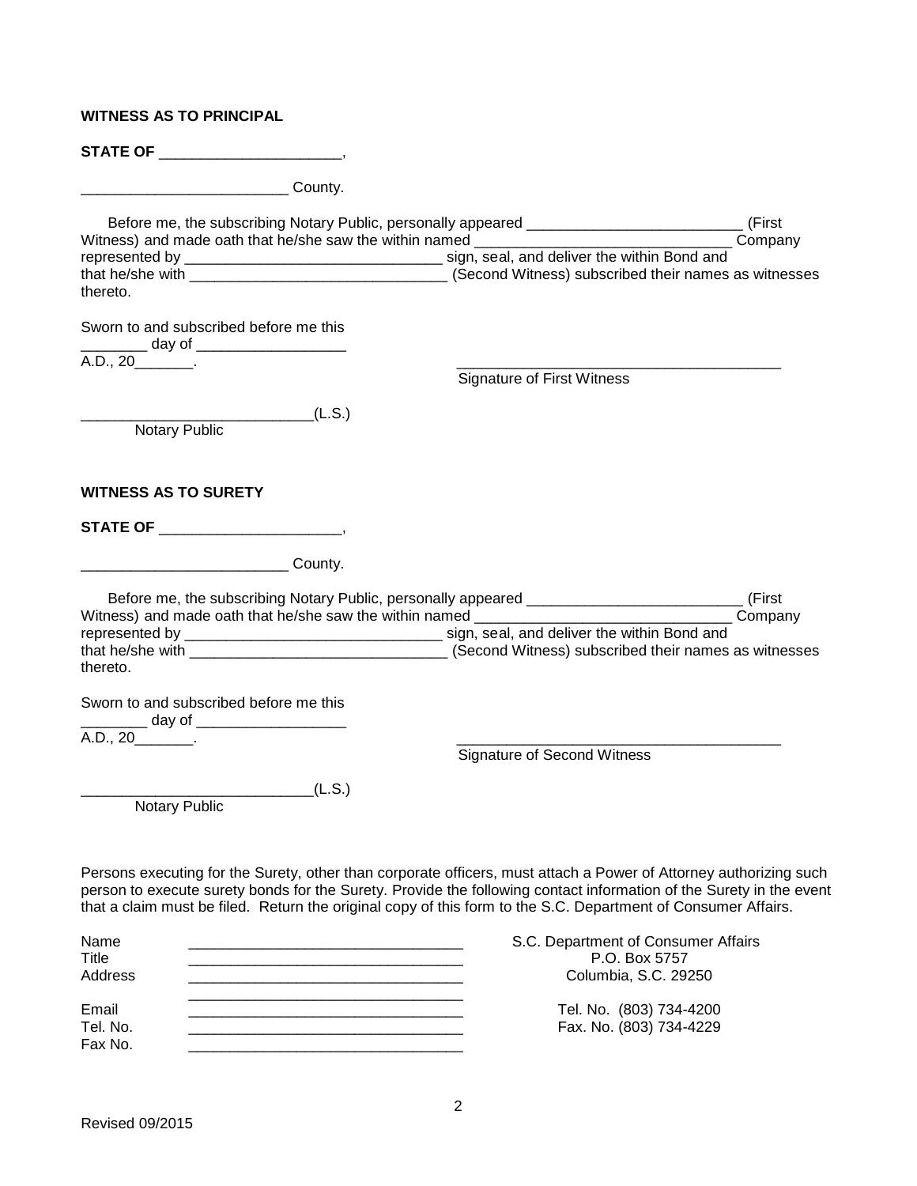**WITNESS AS TO PRINCIPAL**

**STATE OF ______________________,**

_________________________ County.

Before me, the subscribing Notary Public, personally appeared __________________________ (First Witness) and made oath that he/she saw the within named _______________________________ Company represented by _______________________________ sign, seal, and deliver the within Bond and that he/she with _______________________________ (Second Witness) subscribed their names as witnesses thereto.

Sworn to and subscribed before me this
________ day of __________________
A.D., 20_______.

_________________________________________
Signature of First Witness

____________________________(L.S.)
Notary Public

**WITNESS AS TO SURETY**

**STATE OF ______________________,**

_________________________ County.

Before me, the subscribing Notary Public, personally appeared __________________________ (First Witness) and made oath that he/she saw the within named _______________________________ Company represented by _______________________________ sign, seal, and deliver the within Bond and that he/she with _______________________________ (Second Witness) subscribed their names as witnesses thereto.

Sworn to and subscribed before me this
________ day of __________________
A.D., 20_______.

_________________________________________
Signature of Second Witness

____________________________(L.S.)
Notary Public

Persons executing for the Surety, other than corporate officers, must attach a Power of Attorney authorizing such person to execute surety bonds for the Surety. Provide the following contact information of the Surety in the event that a claim must be filed. Return the original copy of this form to the S.C. Department of Consumer Affairs.

Name __________________________________
Title __________________________________
Address __________________________________
__________________________________
Email __________________________________
Tel. No. __________________________________
Fax No. __________________________________

S.C. Department of Consumer Affairs
P.O. Box 5757
Columbia, S.C. 29250

Tel. No. (803) 734-4200
Fax. No. (803) 734-4229

Revised 09/2015